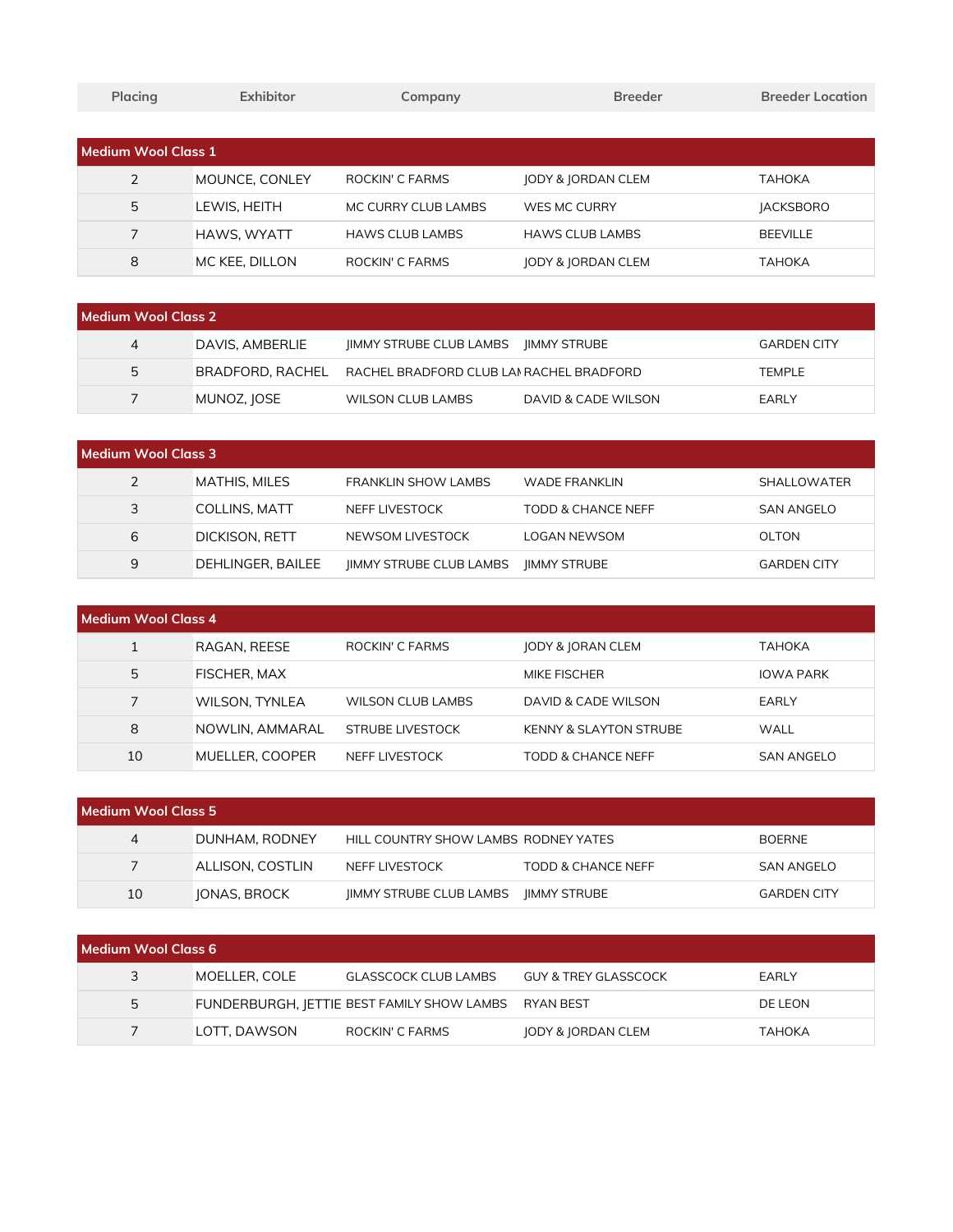| Placing | Exhibitor | Company | Breeder | Breeder Location |
|---|---|---|---|---|
| **Medium Wool Class 1** | | | | |
| 2 | MOUNCE, CONLEY | ROCKIN' C FARMS | JODY & JORDAN CLEM | TAHOKA |
| 5 | LEWIS, HEITH | MC CURRY CLUB LAMBS | WES MC CURRY | JACKSBORO |
| 7 | HAWS, WYATT | HAWS CLUB LAMBS | HAWS CLUB LAMBS | BEEVILLE |
| 8 | MC KEE, DILLON | ROCKIN' C FARMS | JODY & JORDAN CLEM | TAHOKA |
| **Medium Wool Class 2** | | | | |
| 4 | DAVIS, AMBERLIE | JIMMY STRUBE CLUB LAMBS | JIMMY STRUBE | GARDEN CITY |
| 5 | BRADFORD, RACHEL | RACHEL BRADFORD CLUB LAI | RACHEL BRADFORD | TEMPLE |
| 7 | MUNOZ, JOSE | WILSON CLUB LAMBS | DAVID & CADE WILSON | EARLY |
| **Medium Wool Class 3** | | | | |
| 2 | MATHIS, MILES | FRANKLIN SHOW LAMBS | WADE FRANKLIN | SHALLOWATER |
| 3 | COLLINS, MATT | NEFF LIVESTOCK | TODD & CHANCE NEFF | SAN ANGELO |
| 6 | DICKISON, RETT | NEWSOM LIVESTOCK | LOGAN NEWSOM | OLTON |
| 9 | DEHLINGER, BAILEE | JIMMY STRUBE CLUB LAMBS | JIMMY STRUBE | GARDEN CITY |
| **Medium Wool Class 4** | | | | |
| 1 | RAGAN, REESE | ROCKIN' C FARMS | JODY & JORAN CLEM | TAHOKA |
| 5 | FISCHER, MAX | | MIKE FISCHER | IOWA PARK |
| 7 | WILSON, TYNLEA | WILSON CLUB LAMBS | DAVID & CADE WILSON | EARLY |
| 8 | NOWLIN, AMMARAL | STRUBE LIVESTOCK | KENNY & SLAYTON STRUBE | WALL |
| 10 | MUELLER, COOPER | NEFF LIVESTOCK | TODD & CHANCE NEFF | SAN ANGELO |
| **Medium Wool Class 5** | | | | |
| 4 | DUNHAM, RODNEY | HILL COUNTRY SHOW LAMBS | RODNEY YATES | BOERNE |
| 7 | ALLISON, COSTLIN | NEFF LIVESTOCK | TODD & CHANCE NEFF | SAN ANGELO |
| 10 | JONAS, BROCK | JIMMY STRUBE CLUB LAMBS | JIMMY STRUBE | GARDEN CITY |
| **Medium Wool Class 6** | | | | |
| 3 | MOELLER, COLE | GLASSCOCK CLUB LAMBS | GUY & TREY GLASSCOCK | EARLY |
| 5 | FUNDERBURGH, JETTIE | BEST FAMILY SHOW LAMBS | RYAN BEST | DE LEON |
| 7 | LOTT, DAWSON | ROCKIN' C FARMS | JODY & JORDAN CLEM | TAHOKA |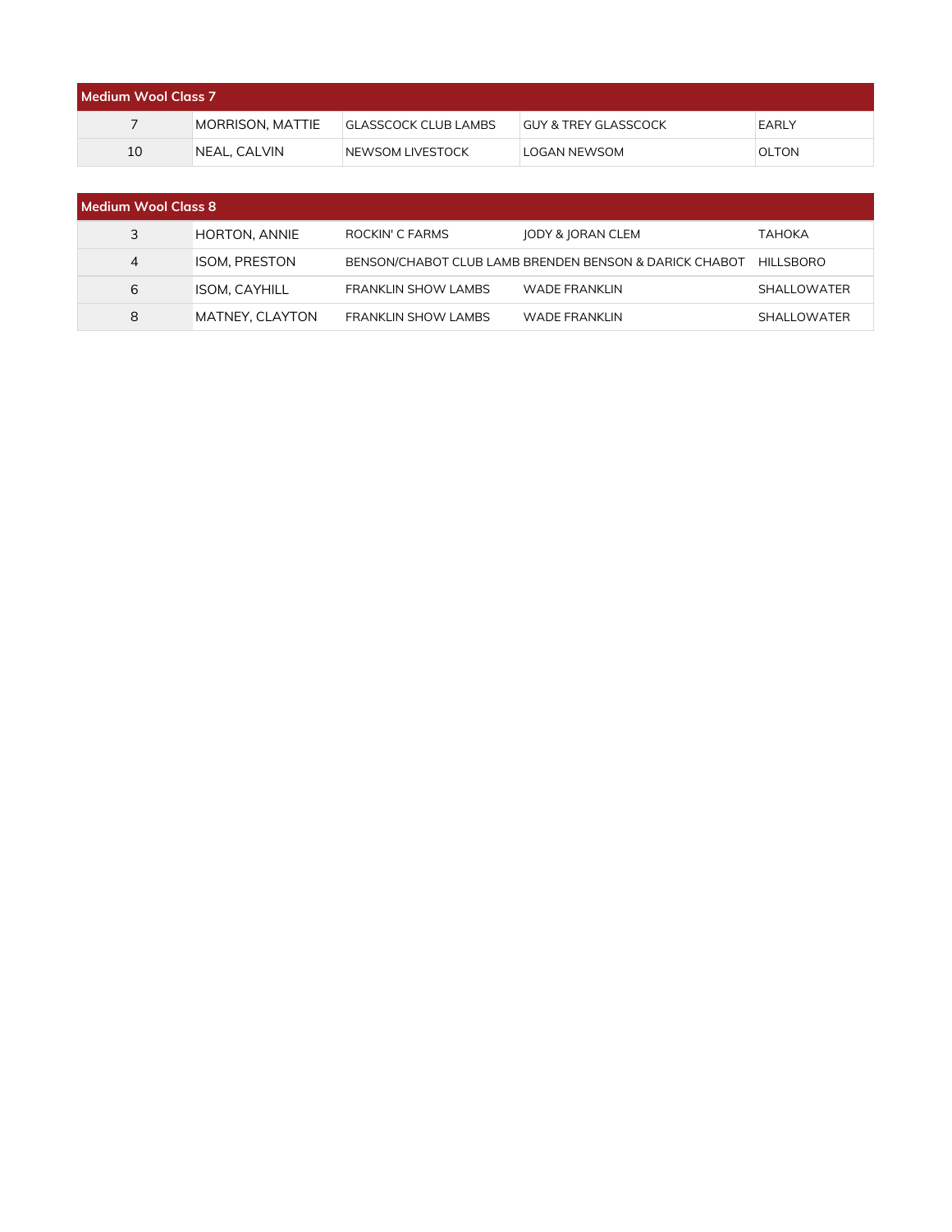## Medium Wool Class 7

| | | | | |
|---|---|---|---|---|
| 7 | MORRISON, MATTIE | GLASSCOCK CLUB LAMBS | GUY & TREY GLASSCOCK | EARLY |
| 10 | NEAL, CALVIN | NEWSOM LIVESTOCK | LOGAN NEWSOM | OLTON |

## Medium Wool Class 8

| | | | | |
|---|---|---|---|---|
| 3 | HORTON, ANNIE | ROCKIN' C FARMS | JODY & JORAN CLEM | TAHOKA |
| 4 | ISOM, PRESTON | BENSON/CHABOT CLUB LAMB | BRENDEN BENSON & DARICK CHABOT | HILLSBORO |
| 6 | ISOM, CAYHILL | FRANKLIN SHOW LAMBS | WADE FRANKLIN | SHALLOWATER |
| 8 | MATNEY, CLAYTON | FRANKLIN SHOW LAMBS | WADE FRANKLIN | SHALLOWATER |